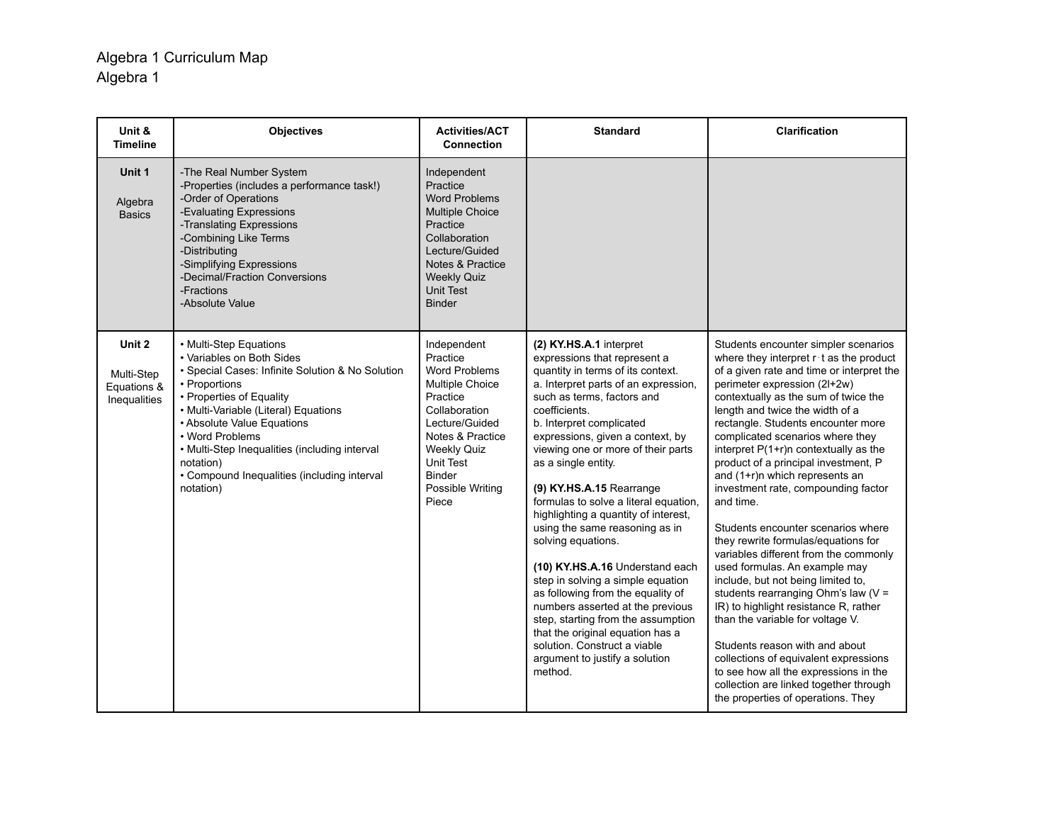# Algebra 1 Curriculum Map

## Algebra 1

| Unit & Timeline | Objectives | Activities/ACT Connection | Standard | Clarification |
|---|---|---|---|---|
| **Unit 1**<br><br>Algebra Basics | -The Real Number System<br>-Properties (includes a performance task!)<br>-Order of Operations<br>-Evaluating Expressions<br>-Translating Expressions<br>-Combining Like Terms<br>-Distributing<br>-Simplifying Expressions<br>-Decimal/Fraction Conversions<br>-Fractions<br>-Absolute Value | Independent Practice<br>Word Problems<br>Multiple Choice Practice<br>Collaboration<br>Lecture/Guided Notes & Practice<br>Weekly Quiz<br>Unit Test<br>Binder | | |
| **Unit 2**<br><br>Multi-Step Equations & Inequalities | • Multi-Step Equations<br>• Variables on Both Sides<br>• Special Cases: Infinite Solution & No Solution<br>• Proportions<br>• Properties of Equality<br>• Multi-Variable (Literal) Equations<br>• Absolute Value Equations<br>• Word Problems<br>• Multi-Step Inequalities (including interval notation)<br>• Compound Inequalities (including interval notation) | Independent Practice<br>Word Problems<br>Multiple Choice Practice<br>Collaboration<br>Lecture/Guided Notes & Practice<br>Weekly Quiz<br>Unit Test<br>Binder<br>Possible Writing Piece | **(2) KY.HS.A.1** interpret expressions that represent a quantity in terms of its context.<br>a. Interpret parts of an expression, such as terms, factors and coefficients.<br>b. Interpret complicated expressions, given a context, by viewing one or more of their parts as a single entity.<br><br>**(9) KY.HS.A.15** Rearrange formulas to solve a literal equation, highlighting a quantity of interest, using the same reasoning as in solving equations.<br><br>**(10) KY.HS.A.16** Understand each step in solving a simple equation as following from the equality of numbers asserted at the previous step, starting from the assumption that the original equation has a solution. Construct a viable argument to justify a solution method. | Students encounter simpler scenarios where they interpret $r \cdot t$ as the product of a given rate and time or interpret the perimeter expression $(2l+2w)$ contextually as the sum of twice the length and twice the width of a rectangle. Students encounter more complicated scenarios where they interpret $P(1+r)n$ contextually as the product of a principal investment, P and $(1+r)n$ which represents an investment rate, compounding factor and time.<br><br>Students encounter scenarios where they rewrite formulas/equations for variables different from the commonly used formulas. An example may include, but not being limited to, students rearranging Ohm's law ($V = IR$) to highlight resistance R, rather than the variable for voltage V.<br><br>Students reason with and about collections of equivalent expressions to see how all the expressions in the collection are linked together through the properties of operations. They |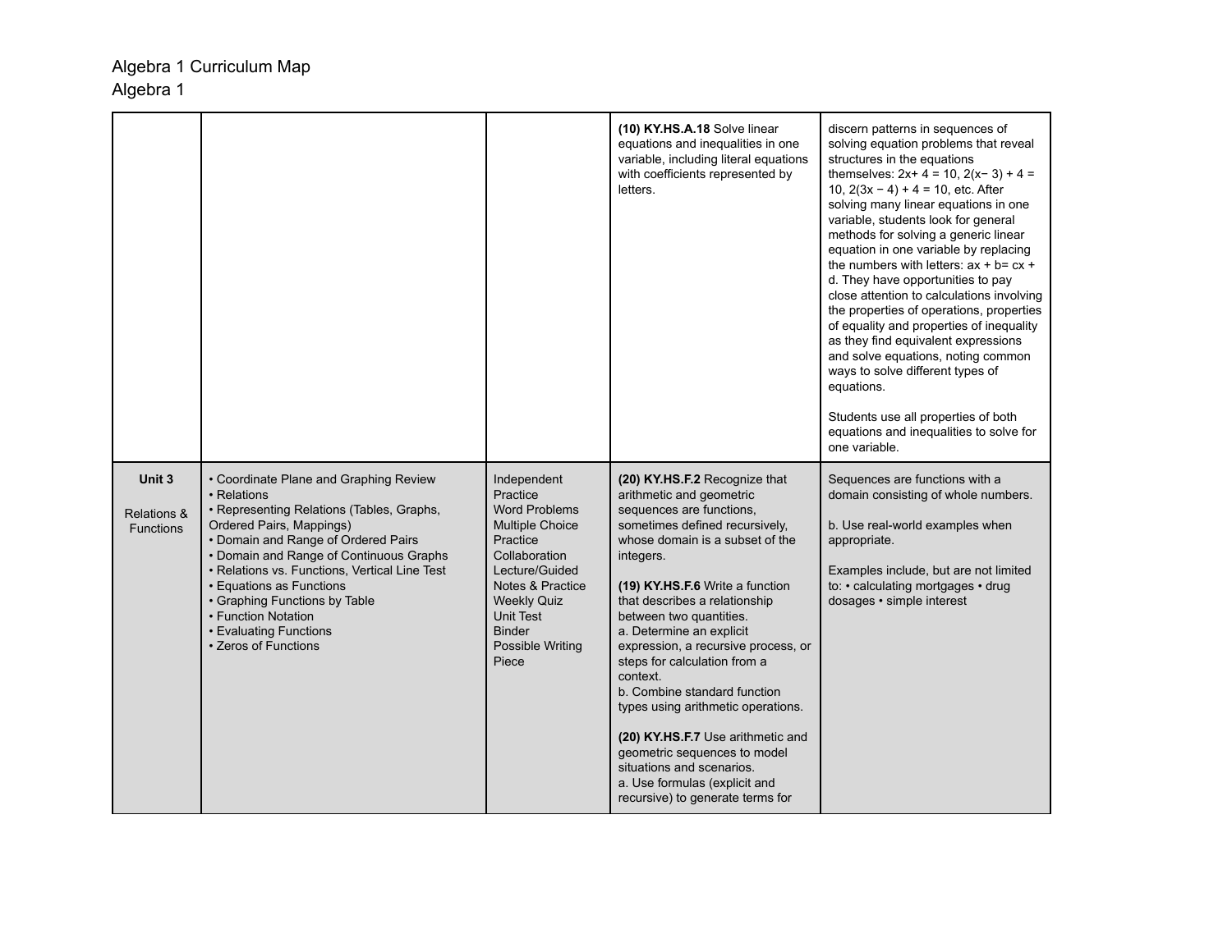# Algebra 1 Curriculum Map
## Algebra 1

| | | | | |
|---|---|---|---|---|
| | | | **(10) KY.HS.A.18** Solve linear equations and inequalities in one variable, including literal equations with coefficients represented by letters. | discern patterns in sequences of solving equation problems that reveal structures in the equations themselves: $2x + 4 = 10$, $2(x - 3) + 4 = 10$, $2(3x - 4) + 4 = 10$, etc. After solving many linear equations in one variable, students look for general methods for solving a generic linear equation in one variable by replacing the numbers with letters: $ax + b = cx + d$. They have opportunities to pay close attention to calculations involving the properties of operations, properties of equality and properties of inequality as they find equivalent expressions and solve equations, noting common ways to solve different types of equations.<br><br>Students use all properties of both equations and inequalities to solve for one variable. |
| **Unit 3**<br><br>Relations & Functions | • Coordinate Plane and Graphing Review<br>• Relations<br>• Representing Relations (Tables, Graphs, Ordered Pairs, Mappings)<br>• Domain and Range of Ordered Pairs<br>• Domain and Range of Continuous Graphs<br>• Relations vs. Functions, Vertical Line Test<br>• Equations as Functions<br>• Graphing Functions by Table<br>• Function Notation<br>• Evaluating Functions<br>• Zeros of Functions | Independent Practice<br>Word Problems<br>Multiple Choice Practice<br>Collaboration<br>Lecture/Guided Notes & Practice<br>Weekly Quiz<br>Unit Test<br>Binder<br>Possible Writing Piece | **(20) KY.HS.F.2** Recognize that arithmetic and geometric sequences are functions, sometimes defined recursively, whose domain is a subset of the integers.<br><br>**(19) KY.HS.F.6** Write a function that describes a relationship between two quantities.<br>a. Determine an explicit expression, a recursive process, or steps for calculation from a context.<br>b. Combine standard function types using arithmetic operations.<br><br>**(20) KY.HS.F.7** Use arithmetic and geometric sequences to model situations and scenarios.<br>a. Use formulas (explicit and recursive) to generate terms for | Sequences are functions with a domain consisting of whole numbers.<br><br>b. Use real-world examples when appropriate.<br><br>Examples include, but are not limited to: • calculating mortgages • drug dosages • simple interest |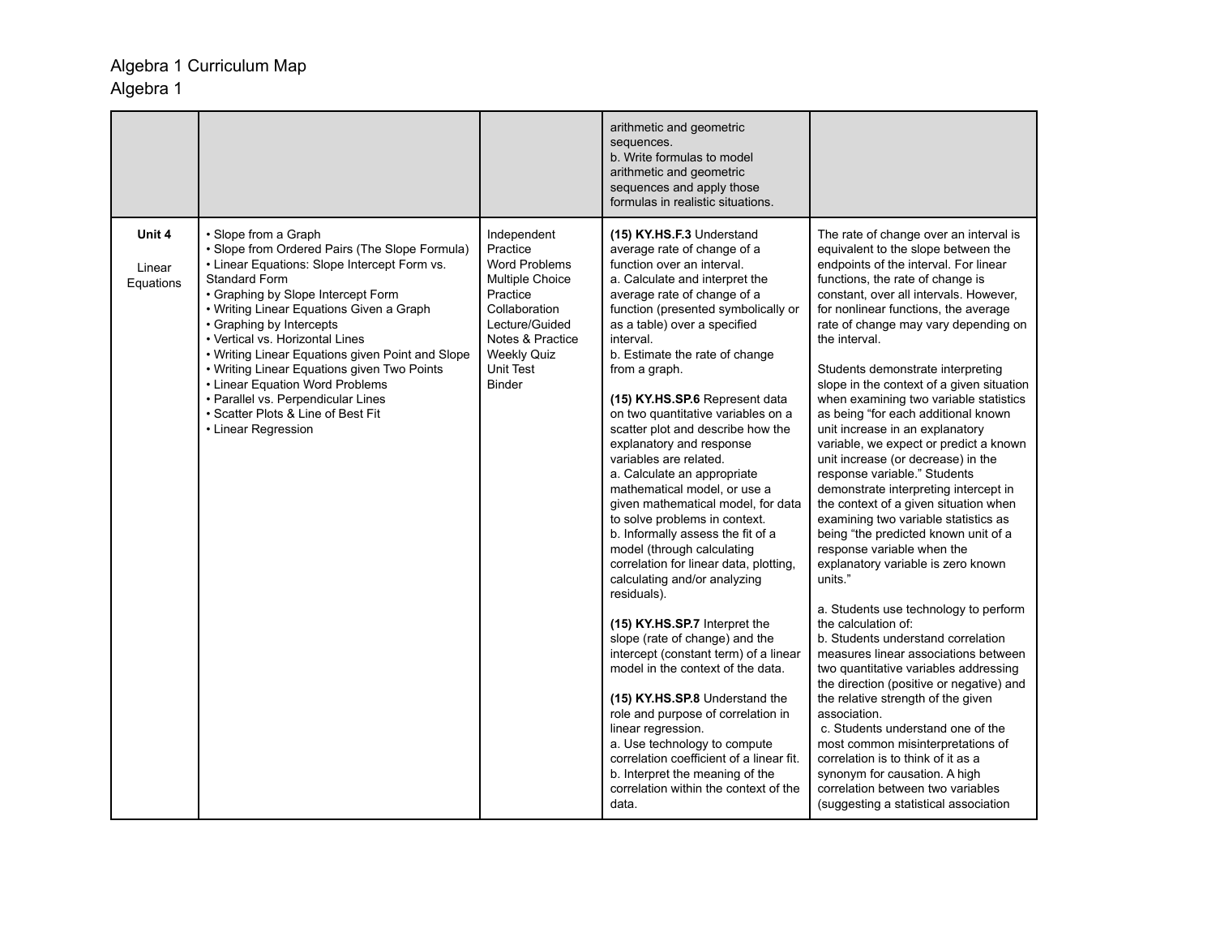Algebra 1 Curriculum Map
Algebra 1

| | | | | |
|---|---|---|---|---|
| | | | arithmetic and geometric sequences.<br>b. Write formulas to model arithmetic and geometric sequences and apply those formulas in realistic situations. | |
| **Unit 4**<br><br>Linear Equations | • Slope from a Graph<br>• Slope from Ordered Pairs (The Slope Formula)<br>• Linear Equations: Slope Intercept Form vs. Standard Form<br>• Graphing by Slope Intercept Form<br>• Writing Linear Equations Given a Graph<br>• Graphing by Intercepts<br>• Vertical vs. Horizontal Lines<br>• Writing Linear Equations given Point and Slope<br>• Writing Linear Equations given Two Points<br>• Linear Equation Word Problems<br>• Parallel vs. Perpendicular Lines<br>• Scatter Plots & Line of Best Fit<br>• Linear Regression | Independent Practice<br>Word Problems<br>Multiple Choice Practice<br>Collaboration<br>Lecture/Guided Notes & Practice<br>Weekly Quiz<br>Unit Test<br>Binder | **(15) KY.HS.F.3** Understand average rate of change of a function over an interval.<br>a. Calculate and interpret the average rate of change of a function (presented symbolically or as a table) over a specified interval.<br>b. Estimate the rate of change from a graph.<br><br>**(15) KY.HS.SP.6** Represent data on two quantitative variables on a scatter plot and describe how the explanatory and response variables are related.<br>a. Calculate an appropriate mathematical model, or use a given mathematical model, for data to solve problems in context.<br>b. Informally assess the fit of a model (through calculating correlation for linear data, plotting, calculating and/or analyzing residuals).<br><br>**(15) KY.HS.SP.7** Interpret the slope (rate of change) and the intercept (constant term) of a linear model in the context of the data.<br><br>**(15) KY.HS.SP.8** Understand the role and purpose of correlation in linear regression.<br>a. Use technology to compute correlation coefficient of a linear fit.<br>b. Interpret the meaning of the correlation within the context of the data. | The rate of change over an interval is equivalent to the slope between the endpoints of the interval. For linear functions, the rate of change is constant, over all intervals. However, for nonlinear functions, the average rate of change may vary depending on the interval.<br><br>Students demonstrate interpreting slope in the context of a given situation when examining two variable statistics as being "for each additional known unit increase in an explanatory variable, we expect or predict a known unit increase (or decrease) in the response variable." Students demonstrate interpreting intercept in the context of a given situation when examining two variable statistics as being "the predicted known unit of a response variable when the explanatory variable is zero known units."<br><br>a. Students use technology to perform the calculation of:<br>b. Students understand correlation measures linear associations between two quantitative variables addressing the direction (positive or negative) and the relative strength of the given association.<br>c. Students understand one of the most common misinterpretations of correlation is to think of it as a synonym for causation. A high correlation between two variables (suggesting a statistical association |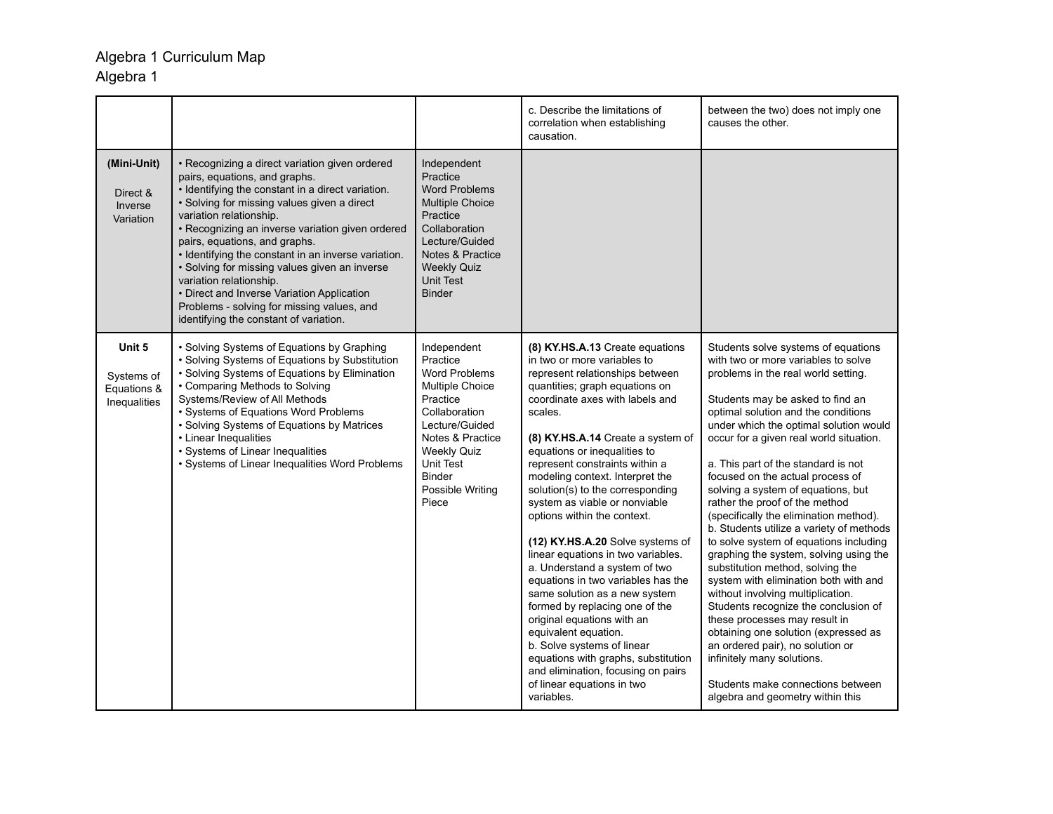# Algebra 1 Curriculum Map

## Algebra 1

| | | | | |
|---|---|---|---|---|
| | | | c. Describe the limitations of correlation when establishing causation. | between the two) does not imply one causes the other. |
| **(Mini-Unit)**<br><br>Direct & Inverse Variation | • Recognizing a direct variation given ordered pairs, equations, and graphs.<br>• Identifying the constant in a direct variation.<br>• Solving for missing values given a direct variation relationship.<br>• Recognizing an inverse variation given ordered pairs, equations, and graphs.<br>• Identifying the constant in an inverse variation.<br>• Solving for missing values given an inverse variation relationship.<br>• Direct and Inverse Variation Application Problems - solving for missing values, and identifying the constant of variation. | Independent Practice<br>Word Problems<br>Multiple Choice Practice<br>Collaboration<br>Lecture/Guided Notes & Practice<br>Weekly Quiz<br>Unit Test<br>Binder | | |
| **Unit 5**<br><br>Systems of Equations & Inequalities | • Solving Systems of Equations by Graphing<br>• Solving Systems of Equations by Substitution<br>• Solving Systems of Equations by Elimination<br>• Comparing Methods to Solving Systems/Review of All Methods<br>• Systems of Equations Word Problems<br>• Solving Systems of Equations by Matrices<br>• Linear Inequalities<br>• Systems of Linear Inequalities<br>• Systems of Linear Inequalities Word Problems | Independent Practice<br>Word Problems<br>Multiple Choice Practice<br>Collaboration<br>Lecture/Guided Notes & Practice<br>Weekly Quiz<br>Unit Test<br>Binder<br>Possible Writing Piece | **(8) KY.HS.A.13** Create equations in two or more variables to represent relationships between quantities; graph equations on coordinate axes with labels and scales.<br><br>**(8) KY.HS.A.14** Create a system of equations or inequalities to represent constraints within a modeling context. Interpret the solution(s) to the corresponding system as viable or nonviable options within the context.<br><br>**(12) KY.HS.A.20** Solve systems of linear equations in two variables.<br>a. Understand a system of two equations in two variables has the same solution as a new system formed by replacing one of the original equations with an equivalent equation.<br>b. Solve systems of linear equations with graphs, substitution and elimination, focusing on pairs of linear equations in two variables. | Students solve systems of equations with two or more variables to solve problems in the real world setting.<br><br>Students may be asked to find an optimal solution and the conditions under which the optimal solution would occur for a given real world situation.<br><br>a. This part of the standard is not focused on the actual process of solving a system of equations, but rather the proof of the method (specifically the elimination method).<br>b. Students utilize a variety of methods to solve system of equations including graphing the system, solving using the substitution method, solving the system with elimination both with and without involving multiplication. Students recognize the conclusion of these processes may result in obtaining one solution (expressed as an ordered pair), no solution or infinitely many solutions.<br><br>Students make connections between algebra and geometry within this |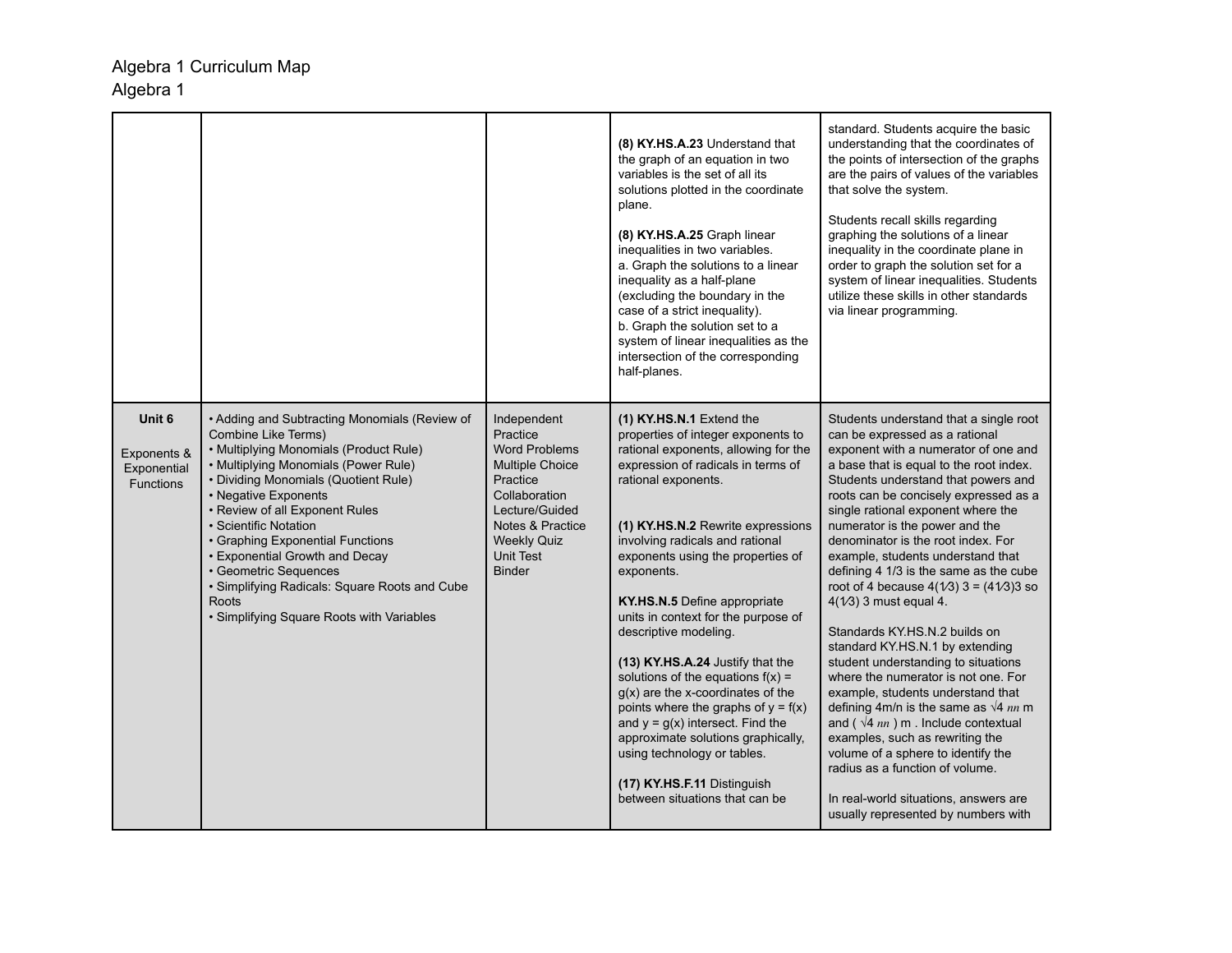Algebra 1 Curriculum Map
Algebra 1

| | | | | |
|---|---|---|---|---|
| | | | **(8) KY.HS.A.23** Understand that the graph of an equation in two variables is the set of all its solutions plotted in the coordinate plane.<br><br>**(8) KY.HS.A.25** Graph linear inequalities in two variables.<br>a. Graph the solutions to a linear inequality as a half-plane (excluding the boundary in the case of a strict inequality).<br>b. Graph the solution set to a system of linear inequalities as the intersection of the corresponding half-planes. | standard. Students acquire the basic understanding that the coordinates of the points of intersection of the graphs are the pairs of values of the variables that solve the system.<br><br>Students recall skills regarding graphing the solutions of a linear inequality in the coordinate plane in order to graph the solution set for a system of linear inequalities. Students utilize these skills in other standards via linear programming. |
| **Unit 6**<br><br>Exponents & Exponential Functions | • Adding and Subtracting Monomials (Review of Combine Like Terms)<br>• Multiplying Monomials (Product Rule)<br>• Multiplying Monomials (Power Rule)<br>• Dividing Monomials (Quotient Rule)<br>• Negative Exponents<br>• Review of all Exponent Rules<br>• Scientific Notation<br>• Graphing Exponential Functions<br>• Exponential Growth and Decay<br>• Geometric Sequences<br>• Simplifying Radicals: Square Roots and Cube Roots<br>• Simplifying Square Roots with Variables | Independent Practice<br>Word Problems<br>Multiple Choice Practice<br>Collaboration<br>Lecture/Guided Notes & Practice<br>Weekly Quiz<br>Unit Test<br>Binder | **(1) KY.HS.N.1** Extend the properties of integer exponents to rational exponents, allowing for the expression of radicals in terms of rational exponents.<br><br>**(1) KY.HS.N.2** Rewrite expressions involving radicals and rational exponents using the properties of exponents.<br><br>**KY.HS.N.5** Define appropriate units in context for the purpose of descriptive modeling.<br><br>**(13) KY.HS.A.24** Justify that the solutions of the equations f(x) = g(x) are the x-coordinates of the points where the graphs of y = f(x) and y = g(x) intersect. Find the approximate solutions graphically, using technology or tables.<br><br>**(17) KY.HS.F.11** Distinguish between situations that can be | Students understand that a single root can be expressed as a rational exponent with a numerator of one and a base that is equal to the root index. Students understand that powers and roots can be concisely expressed as a single rational exponent where the numerator is the power and the denominator is the root index. For example, students understand that defining 4 1/3 is the same as the cube root of 4 because 4(1⁄3) 3 = (41⁄3)3 so 4(1⁄3) 3 must equal 4.<br><br>Standards KY.HS.N.2 builds on standard KY.HS.N.1 by extending student understanding to situations where the numerator is not one. For example, students understand that defining 4m/n is the same as √4 *nn* m and ( √4 *nn* ) m . Include contextual examples, such as rewriting the volume of a sphere to identify the radius as a function of volume.<br><br>In real-world situations, answers are usually represented by numbers with |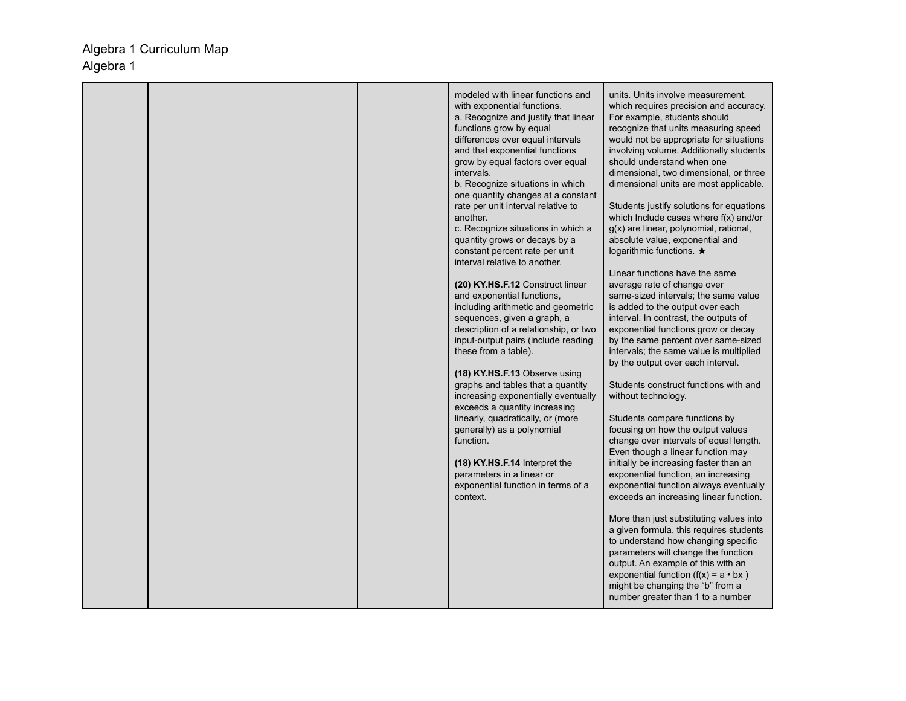Algebra 1 Curriculum Map
Algebra 1

| | | | | |
|---|---|---|---|---|
| | | | modeled with linear functions and with exponential functions.<br>a. Recognize and justify that linear functions grow by equal differences over equal intervals and that exponential functions grow by equal factors over equal intervals.<br>b. Recognize situations in which one quantity changes at a constant rate per unit interval relative to another.<br>c. Recognize situations in which a quantity grows or decays by a constant percent rate per unit interval relative to another.<br><br>**(20) KY.HS.F.12** Construct linear and exponential functions, including arithmetic and geometric sequences, given a graph, a description of a relationship, or two input-output pairs (include reading these from a table).<br><br>**(18) KY.HS.F.13** Observe using graphs and tables that a quantity increasing exponentially eventually exceeds a quantity increasing linearly, quadratically, or (more generally) as a polynomial function.<br><br>**(18) KY.HS.F.14** Interpret the parameters in a linear or exponential function in terms of a context. | units. Units involve measurement, which requires precision and accuracy. For example, students should recognize that units measuring speed would not be appropriate for situations involving volume. Additionally students should understand when one dimensional, two dimensional, or three dimensional units are most applicable.<br><br>Students justify solutions for equations which Include cases where f(x) and/or g(x) are linear, polynomial, rational, absolute value, exponential and logarithmic functions. ★<br><br>Linear functions have the same average rate of change over same-sized intervals; the same value is added to the output over each interval. In contrast, the outputs of exponential functions grow or decay by the same percent over same-sized intervals; the same value is multiplied by the output over each interval.<br><br>Students construct functions with and without technology.<br><br>Students compare functions by focusing on how the output values change over intervals of equal length. Even though a linear function may initially be increasing faster than an exponential function, an increasing exponential function always eventually exceeds an increasing linear function.<br><br>More than just substituting values into a given formula, this requires students to understand how changing specific parameters will change the function output. An example of this with an exponential function ($f(x) = a \cdot b^x$ ) might be changing the "b" from a number greater than 1 to a number |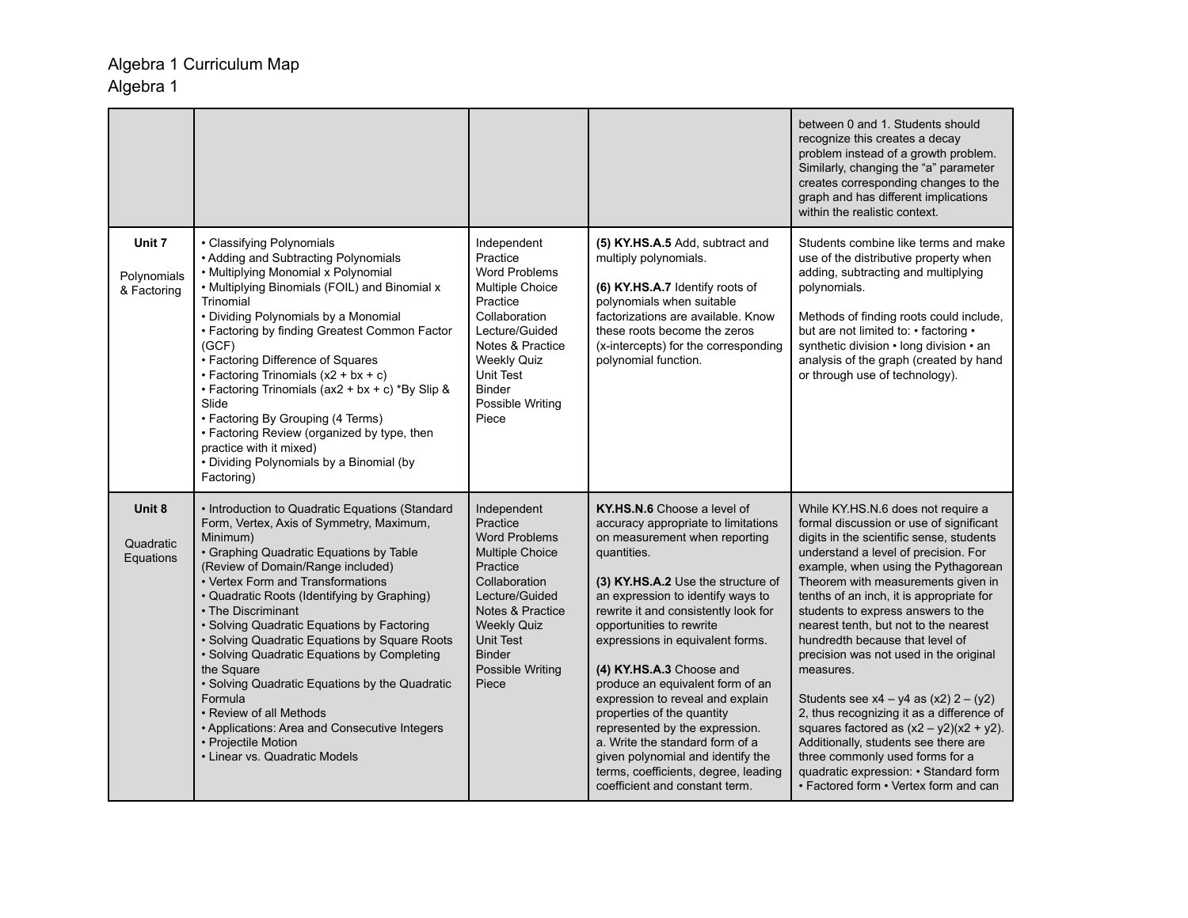Algebra 1 Curriculum Map
Algebra 1

| | | | | |
|---|---|---|---|---|
| | | | | between 0 and 1. Students should recognize this creates a decay problem instead of a growth problem. Similarly, changing the "a" parameter creates corresponding changes to the graph and has different implications within the realistic context. |
| **Unit 7**<br><br>Polynomials & Factoring | • Classifying Polynomials<br>• Adding and Subtracting Polynomials<br>• Multiplying Monomial x Polynomial<br>• Multiplying Binomials (FOIL) and Binomial x Trinomial<br>• Dividing Polynomials by a Monomial<br>• Factoring by finding Greatest Common Factor (GCF)<br>• Factoring Difference of Squares<br>• Factoring Trinomials ($x^2 + bx + c$)<br>• Factoring Trinomials ($ax^2 + bx + c$) *By Slip & Slide<br>• Factoring By Grouping (4 Terms)<br>• Factoring Review (organized by type, then practice with it mixed)<br>• Dividing Polynomials by a Binomial (by Factoring) | Independent Practice<br>Word Problems<br>Multiple Choice Practice<br>Collaboration<br>Lecture/Guided Notes & Practice<br>Weekly Quiz<br>Unit Test<br>Binder<br>Possible Writing Piece | **(5) KY.HS.A.5** Add, subtract and multiply polynomials.<br><br>**(6) KY.HS.A.7** Identify roots of polynomials when suitable factorizations are available. Know these roots become the zeros (x-intercepts) for the corresponding polynomial function. | Students combine like terms and make use of the distributive property when adding, subtracting and multiplying polynomials.<br><br>Methods of finding roots could include, but are not limited to: • factoring • synthetic division • long division • an analysis of the graph (created by hand or through use of technology). |
| **Unit 8**<br><br>Quadratic Equations | • Introduction to Quadratic Equations (Standard Form, Vertex, Axis of Symmetry, Maximum, Minimum)<br>• Graphing Quadratic Equations by Table (Review of Domain/Range included)<br>• Vertex Form and Transformations<br>• Quadratic Roots (Identifying by Graphing)<br>• The Discriminant<br>• Solving Quadratic Equations by Factoring<br>• Solving Quadratic Equations by Square Roots<br>• Solving Quadratic Equations by Completing the Square<br>• Solving Quadratic Equations by the Quadratic Formula<br>• Review of all Methods<br>• Applications: Area and Consecutive Integers<br>• Projectile Motion<br>• Linear vs. Quadratic Models | Independent Practice<br>Word Problems<br>Multiple Choice Practice<br>Collaboration<br>Lecture/Guided Notes & Practice<br>Weekly Quiz<br>Unit Test<br>Binder<br>Possible Writing Piece | **KY.HS.N.6** Choose a level of accuracy appropriate to limitations on measurement when reporting quantities.<br><br>**(3) KY.HS.A.2** Use the structure of an expression to identify ways to rewrite it and consistently look for opportunities to rewrite expressions in equivalent forms.<br><br>**(4) KY.HS.A.3** Choose and produce an equivalent form of an expression to reveal and explain properties of the quantity represented by the expression.<br>a. Write the standard form of a given polynomial and identify the terms, coefficients, degree, leading coefficient and constant term. | While KY.HS.N.6 does not require a formal discussion or use of significant digits in the scientific sense, students understand a level of precision. For example, when using the Pythagorean Theorem with measurements given in tenths of an inch, it is appropriate for students to express answers to the nearest tenth, but not to the nearest hundredth because that level of precision was not used in the original measures.<br><br>Students see $x^4 - y^4$ as $(x^2)^2 - (y^2)^2$, thus recognizing it as a difference of squares factored as $(x^2 - y^2)(x^2 + y^2)$. Additionally, students see there are three commonly used forms for a quadratic expression: • Standard form • Factored form • Vertex form and can |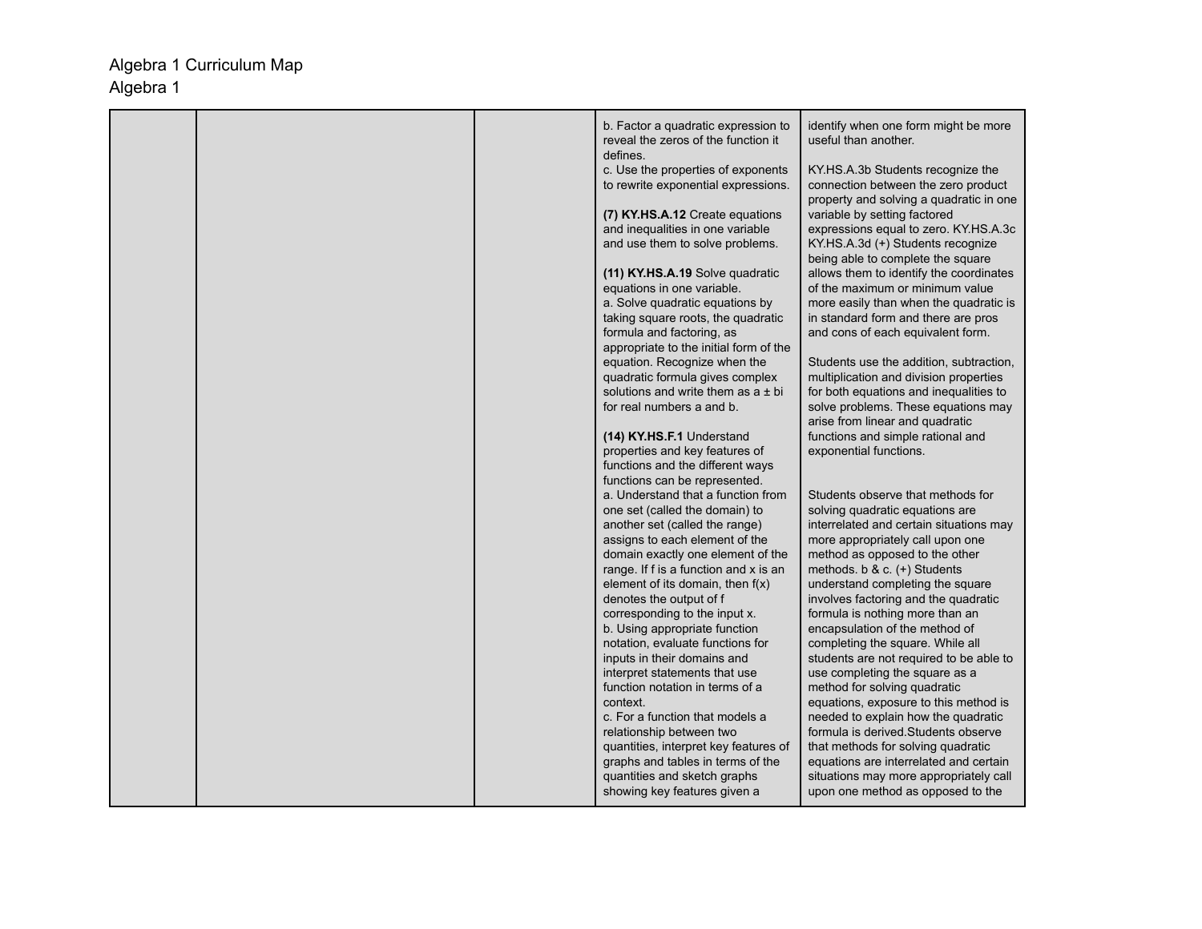Algebra 1 Curriculum Map
Algebra 1

| | | | | |
|---|---|---|---|---|
| | | | b. Factor a quadratic expression to reveal the zeros of the function it defines.<br>c. Use the properties of exponents to rewrite exponential expressions.<br><br>**(7) KY.HS.A.12** Create equations and inequalities in one variable and use them to solve problems.<br><br>**(11) KY.HS.A.19** Solve quadratic equations in one variable.<br>a. Solve quadratic equations by taking square roots, the quadratic formula and factoring, as appropriate to the initial form of the equation. Recognize when the quadratic formula gives complex solutions and write them as $a \pm bi$ for real numbers a and b.<br><br>**(14) KY.HS.F.1** Understand properties and key features of functions and the different ways functions can be represented.<br>a. Understand that a function from one set (called the domain) to another set (called the range) assigns to each element of the domain exactly one element of the range. If f is a function and x is an element of its domain, then f(x) denotes the output of f corresponding to the input x.<br>b. Using appropriate function notation, evaluate functions for inputs in their domains and interpret statements that use function notation in terms of a context.<br>c. For a function that models a relationship between two quantities, interpret key features of graphs and tables in terms of the quantities and sketch graphs showing key features given a | identify when one form might be more useful than another.<br><br>KY.HS.A.3b Students recognize the connection between the zero product property and solving a quadratic in one variable by setting factored expressions equal to zero. KY.HS.A.3c KY.HS.A.3d (+) Students recognize being able to complete the square allows them to identify the coordinates of the maximum or minimum value more easily than when the quadratic is in standard form and there are pros and cons of each equivalent form.<br><br>Students use the addition, subtraction, multiplication and division properties for both equations and inequalities to solve problems. These equations may arise from linear and quadratic functions and simple rational and exponential functions.<br><br>Students observe that methods for solving quadratic equations are interrelated and certain situations may more appropriately call upon one method as opposed to the other methods. b & c. (+) Students understand completing the square involves factoring and the quadratic formula is nothing more than an encapsulation of the method of completing the square. While all students are not required to be able to use completing the square as a method for solving quadratic equations, exposure to this method is needed to explain how the quadratic formula is derived.Students observe that methods for solving quadratic equations are interrelated and certain situations may more appropriately call upon one method as opposed to the |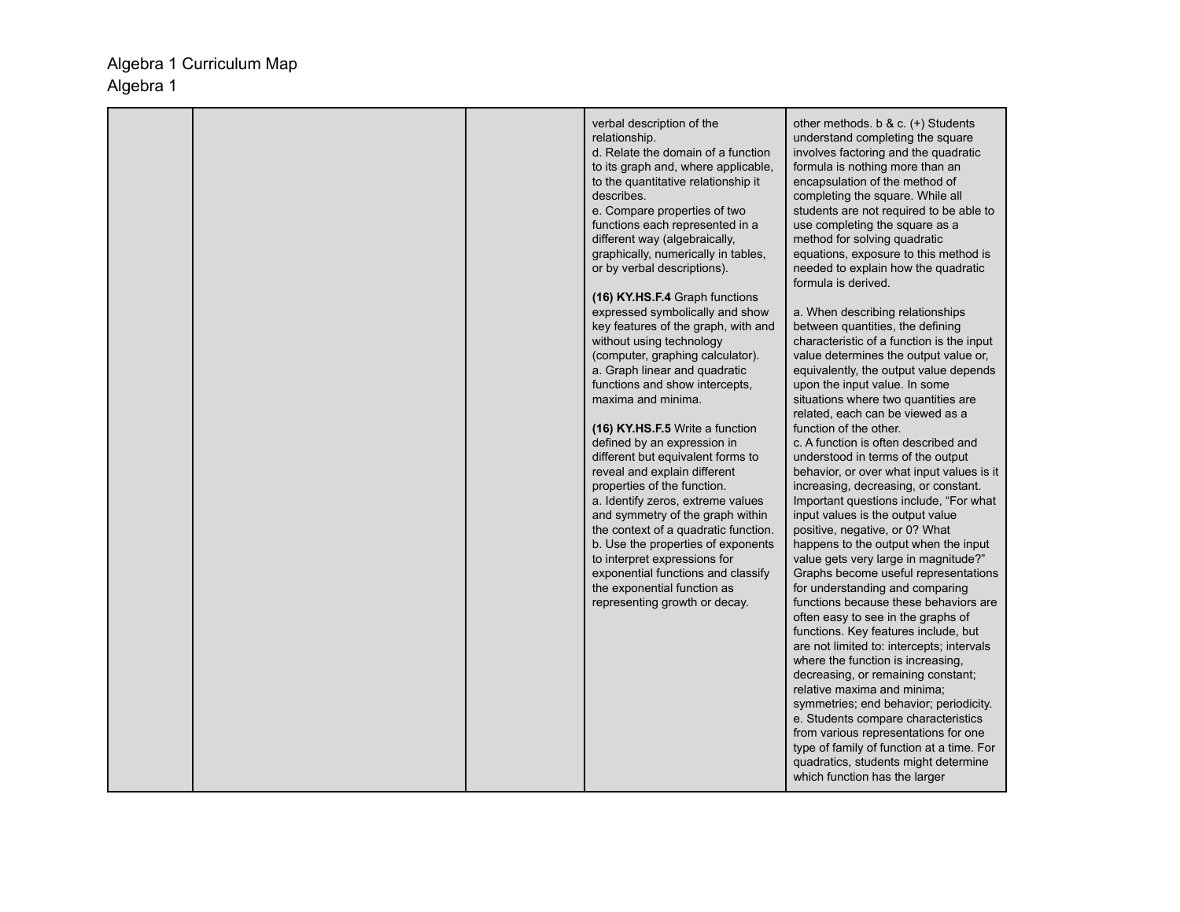Algebra 1 Curriculum Map
Algebra 1

| | | | | |
|---|---|---|---|---|
| | | | verbal description of the relationship.<br>d. Relate the domain of a function to its graph and, where applicable, to the quantitative relationship it describes.<br>e. Compare properties of two functions each represented in a different way (algebraically, graphically, numerically in tables, or by verbal descriptions).<br><br>**(16) KY.HS.F.4** Graph functions expressed symbolically and show key features of the graph, with and without using technology (computer, graphing calculator).<br>a. Graph linear and quadratic functions and show intercepts, maxima and minima.<br><br>**(16) KY.HS.F.5** Write a function defined by an expression in different but equivalent forms to reveal and explain different properties of the function.<br>a. Identify zeros, extreme values and symmetry of the graph within the context of a quadratic function.<br>b. Use the properties of exponents to interpret expressions for exponential functions and classify the exponential function as representing growth or decay. | other methods. b & c. (+) Students understand completing the square involves factoring and the quadratic formula is nothing more than an encapsulation of the method of completing the square. While all students are not required to be able to use completing the square as a method for solving quadratic equations, exposure to this method is needed to explain how the quadratic formula is derived.<br><br>a. When describing relationships between quantities, the defining characteristic of a function is the input value determines the output value or, equivalently, the output value depends upon the input value. In some situations where two quantities are related, each can be viewed as a function of the other.<br>c. A function is often described and understood in terms of the output behavior, or over what input values is it increasing, decreasing, or constant. Important questions include, “For what input values is the output value positive, negative, or 0? What happens to the output when the input value gets very large in magnitude?” Graphs become useful representations for understanding and comparing functions because these behaviors are often easy to see in the graphs of functions. Key features include, but are not limited to: intercepts; intervals where the function is increasing, decreasing, or remaining constant; relative maxima and minima; symmetries; end behavior; periodicity.<br>e. Students compare characteristics from various representations for one type of family of function at a time. For quadratics, students might determine which function has the larger |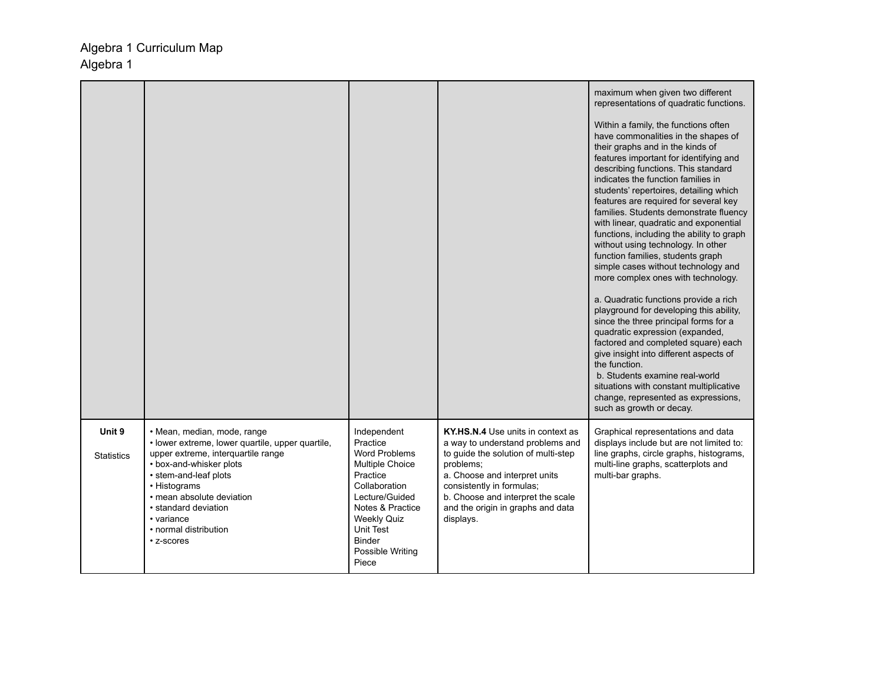Algebra 1 Curriculum Map
Algebra 1

| | | | | |
|---|---|---|---|---|
| | | | | maximum when given two different representations of quadratic functions.<br><br>Within a family, the functions often have commonalities in the shapes of their graphs and in the kinds of features important for identifying and describing functions. This standard indicates the function families in students' repertoires, detailing which features are required for several key families. Students demonstrate fluency with linear, quadratic and exponential functions, including the ability to graph without using technology. In other function families, students graph simple cases without technology and more complex ones with technology.<br><br>a. Quadratic functions provide a rich playground for developing this ability, since the three principal forms for a quadratic expression (expanded, factored and completed square) each give insight into different aspects of the function.<br>b. Students examine real-world situations with constant multiplicative change, represented as expressions, such as growth or decay. |
| **Unit 9**<br><br>Statistics | • Mean, median, mode, range<br>• lower extreme, lower quartile, upper quartile, upper extreme, interquartile range<br>• box-and-whisker plots<br>• stem-and-leaf plots<br>• Histograms<br>• mean absolute deviation<br>• standard deviation<br>• variance<br>• normal distribution<br>• z-scores | Independent Practice<br>Word Problems<br>Multiple Choice Practice<br>Collaboration<br>Lecture/Guided Notes & Practice<br>Weekly Quiz<br>Unit Test<br>Binder<br>Possible Writing Piece | **KY.HS.N.4** Use units in context as a way to understand problems and to guide the solution of multi-step problems;<br>a. Choose and interpret units consistently in formulas;<br>b. Choose and interpret the scale and the origin in graphs and data displays. | Graphical representations and data displays include but are not limited to: line graphs, circle graphs, histograms, multi-line graphs, scatterplots and multi-bar graphs. |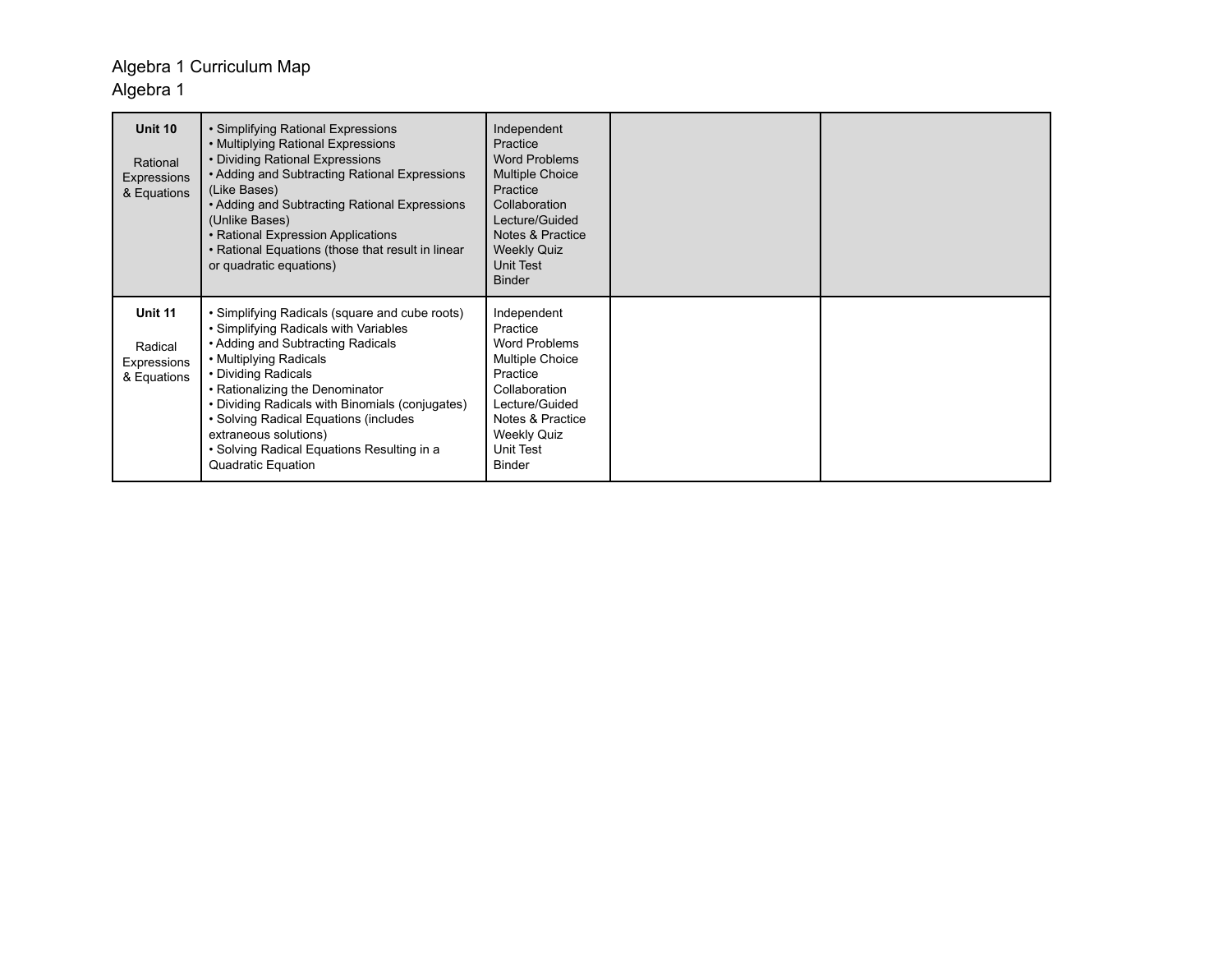Algebra 1 Curriculum Map
Algebra 1

| | | | | |
|---|---|---|---|---|
| **Unit 10**<br><br>Rational Expressions & Equations | • Simplifying Rational Expressions<br>• Multiplying Rational Expressions<br>• Dividing Rational Expressions<br>• Adding and Subtracting Rational Expressions (Like Bases)<br>• Adding and Subtracting Rational Expressions (Unlike Bases)<br>• Rational Expression Applications<br>• Rational Equations (those that result in linear or quadratic equations) | Independent Practice<br>Word Problems<br>Multiple Choice Practice<br>Collaboration<br>Lecture/Guided Notes & Practice<br>Weekly Quiz<br>Unit Test<br>Binder | | |
| **Unit 11**<br><br>Radical Expressions & Equations | • Simplifying Radicals (square and cube roots)<br>• Simplifying Radicals with Variables<br>• Adding and Subtracting Radicals<br>• Multiplying Radicals<br>• Dividing Radicals<br>• Rationalizing the Denominator<br>• Dividing Radicals with Binomials (conjugates)<br>• Solving Radical Equations (includes extraneous solutions)<br>• Solving Radical Equations Resulting in a Quadratic Equation | Independent Practice<br>Word Problems<br>Multiple Choice Practice<br>Collaboration<br>Lecture/Guided Notes & Practice<br>Weekly Quiz<br>Unit Test<br>Binder | | |